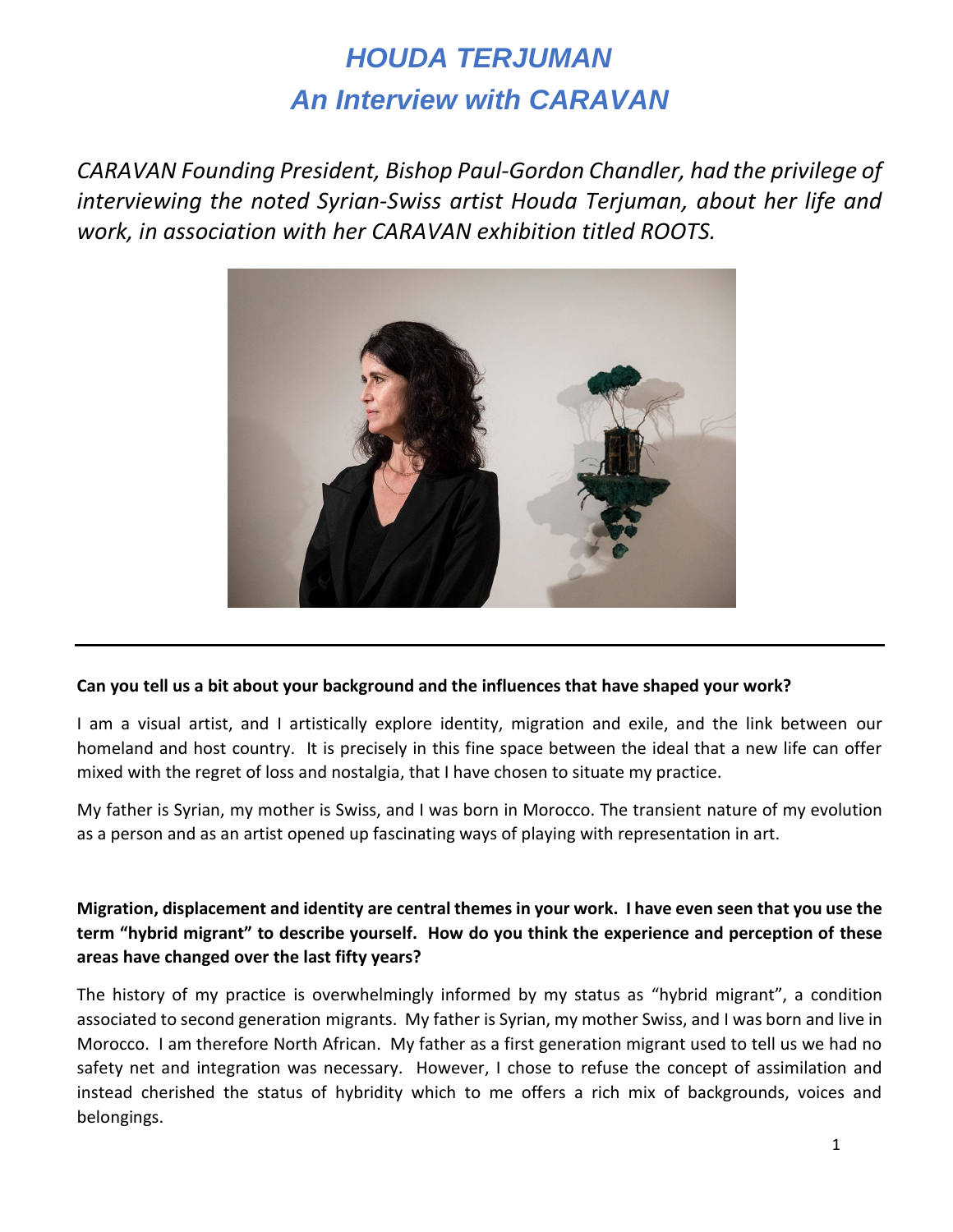# HOUDA TERJUMAN
# An Interview with CARAVAN

*CARAVAN Founding President, Bishop Paul-Gordon Chandler, had the privilege of interviewing the noted Syrian-Swiss artist Houda Terjuman, about her life and work, in association with her CARAVAN exhibition titled ROOTS.*

---

**Can you tell us a bit about your background and the influences that have shaped your work?**

I am a visual artist, and I artistically explore identity, migration and exile, and the link between our homeland and host country. It is precisely in this fine space between the ideal that a new life can offer mixed with the regret of loss and nostalgia, that I have chosen to situate my practice.

My father is Syrian, my mother is Swiss, and I was born in Morocco. The transient nature of my evolution as a person and as an artist opened up fascinating ways of playing with representation in art.

**Migration, displacement and identity are central themes in your work. I have even seen that you use the term "hybrid migrant" to describe yourself. How do you think the experience and perception of these areas have changed over the last fifty years?**

The history of my practice is overwhelmingly informed by my status as "hybrid migrant", a condition associated to second generation migrants. My father is Syrian, my mother Swiss, and I was born and live in Morocco. I am therefore North African. My father as a first generation migrant used to tell us we had no safety net and integration was necessary. However, I chose to refuse the concept of assimilation and instead cherished the status of hybridity which to me offers a rich mix of backgrounds, voices and belongings.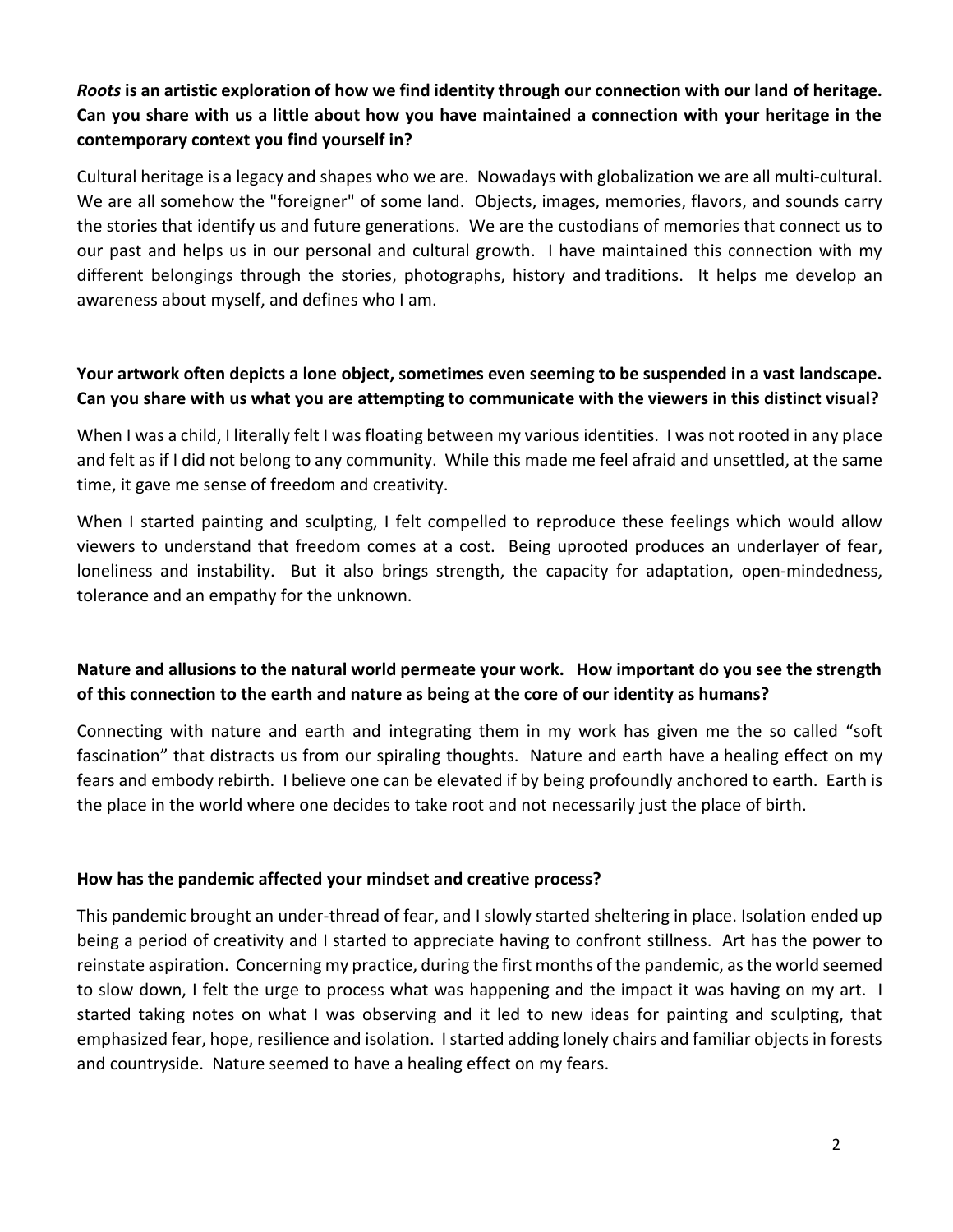***Roots* is an artistic exploration of how we find identity through our connection with our land of heritage. Can you share with us a little about how you have maintained a connection with your heritage in the contemporary context you find yourself in?**

Cultural heritage is a legacy and shapes who we are. Nowadays with globalization we are all multi-cultural. We are all somehow the "foreigner" of some land. Objects, images, memories, flavors, and sounds carry the stories that identify us and future generations. We are the custodians of memories that connect us to our past and helps us in our personal and cultural growth. I have maintained this connection with my different belongings through the stories, photographs, history and traditions. It helps me develop an awareness about myself, and defines who I am.

**Your artwork often depicts a lone object, sometimes even seeming to be suspended in a vast landscape. Can you share with us what you are attempting to communicate with the viewers in this distinct visual?**

When I was a child, I literally felt I was floating between my various identities. I was not rooted in any place and felt as if I did not belong to any community. While this made me feel afraid and unsettled, at the same time, it gave me sense of freedom and creativity.

When I started painting and sculpting, I felt compelled to reproduce these feelings which would allow viewers to understand that freedom comes at a cost. Being uprooted produces an underlayer of fear, loneliness and instability. But it also brings strength, the capacity for adaptation, open-mindedness, tolerance and an empathy for the unknown.

**Nature and allusions to the natural world permeate your work. How important do you see the strength of this connection to the earth and nature as being at the core of our identity as humans?**

Connecting with nature and earth and integrating them in my work has given me the so called "soft fascination" that distracts us from our spiraling thoughts. Nature and earth have a healing effect on my fears and embody rebirth. I believe one can be elevated if by being profoundly anchored to earth. Earth is the place in the world where one decides to take root and not necessarily just the place of birth.

**How has the pandemic affected your mindset and creative process?**

This pandemic brought an under-thread of fear, and I slowly started sheltering in place. Isolation ended up being a period of creativity and I started to appreciate having to confront stillness. Art has the power to reinstate aspiration. Concerning my practice, during the first months of the pandemic, as the world seemed to slow down, I felt the urge to process what was happening and the impact it was having on my art. I started taking notes on what I was observing and it led to new ideas for painting and sculpting, that emphasized fear, hope, resilience and isolation. I started adding lonely chairs and familiar objects in forests and countryside. Nature seemed to have a healing effect on my fears.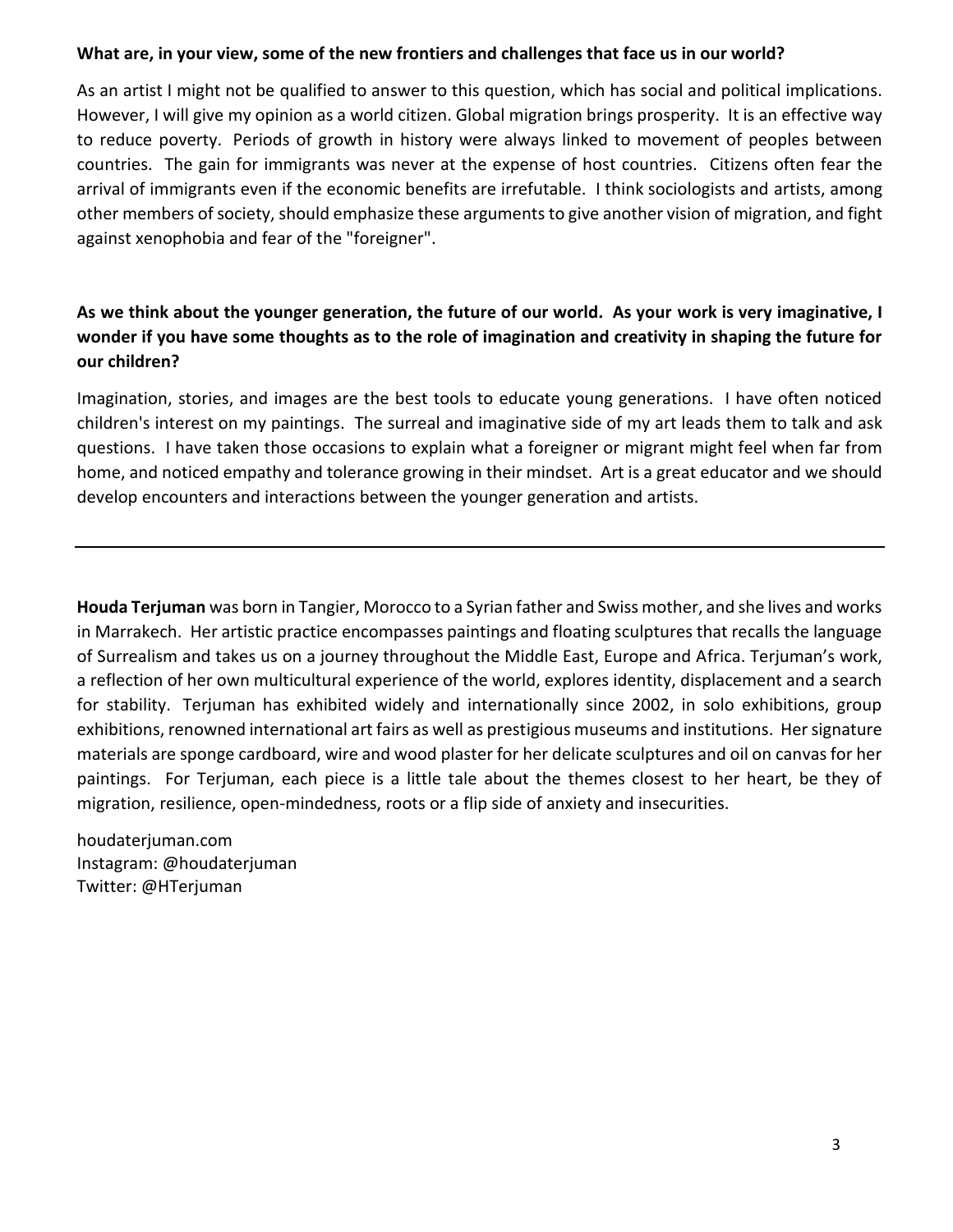**What are, in your view, some of the new frontiers and challenges that face us in our world?**

As an artist I might not be qualified to answer to this question, which has social and political implications. However, I will give my opinion as a world citizen. Global migration brings prosperity. It is an effective way to reduce poverty. Periods of growth in history were always linked to movement of peoples between countries. The gain for immigrants was never at the expense of host countries. Citizens often fear the arrival of immigrants even if the economic benefits are irrefutable. I think sociologists and artists, among other members of society, should emphasize these arguments to give another vision of migration, and fight against xenophobia and fear of the "foreigner".

**As we think about the younger generation, the future of our world. As your work is very imaginative, I wonder if you have some thoughts as to the role of imagination and creativity in shaping the future for our children?**

Imagination, stories, and images are the best tools to educate young generations. I have often noticed children's interest on my paintings. The surreal and imaginative side of my art leads them to talk and ask questions. I have taken those occasions to explain what a foreigner or migrant might feel when far from home, and noticed empathy and tolerance growing in their mindset. Art is a great educator and we should develop encounters and interactions between the younger generation and artists.

---

**Houda Terjuman** was born in Tangier, Morocco to a Syrian father and Swiss mother, and she lives and works in Marrakech. Her artistic practice encompasses paintings and floating sculptures that recalls the language of Surrealism and takes us on a journey throughout the Middle East, Europe and Africa. Terjuman's work, a reflection of her own multicultural experience of the world, explores identity, displacement and a search for stability. Terjuman has exhibited widely and internationally since 2002, in solo exhibitions, group exhibitions, renowned international art fairs as well as prestigious museums and institutions. Her signature materials are sponge cardboard, wire and wood plaster for her delicate sculptures and oil on canvas for her paintings. For Terjuman, each piece is a little tale about the themes closest to her heart, be they of migration, resilience, open-mindedness, roots or a flip side of anxiety and insecurities.

houdaterjuman.com
Instagram: @houdaterjuman
Twitter: @HTerjuman